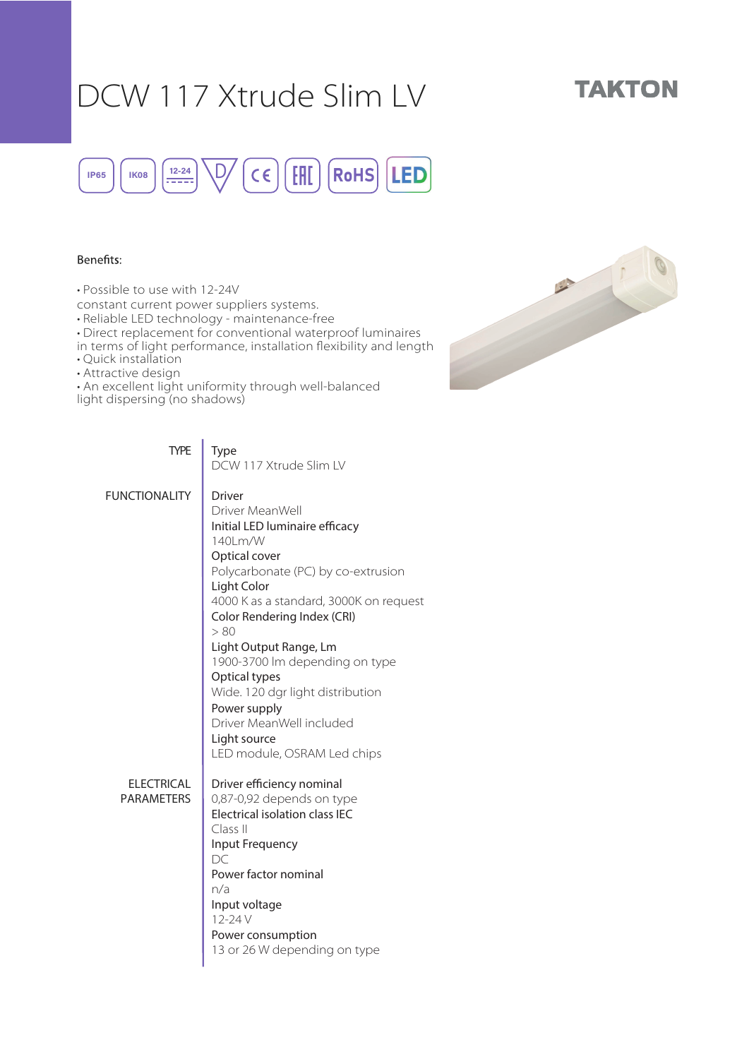# DCW 117 Xtrude Slim LV

**TAKTON**

IP65 IK08 12-24

Benefits:

- Possible to use with 12-24V constant current power suppliers systems.
- Reliable LED technology - maintenance-free
- Direct replacement for conventional waterproof luminaires in terms of light performance, installation flexibility and length
- Quick installation
- Attractive design
- An excellent light uniformity through well-balanced light dispersing (no shadows)

| | |
|---|---|
| TYPE | **Type**<br>DCW 117 Xtrude Slim LV |
| FUNCTIONALITY | **Driver**<br>Driver MeanWell<br>**Initial LED luminaire efficacy**<br>140Lm/W<br>**Optical cover**<br>Polycarbonate (PC) by co-extrusion<br>**Light Color**<br>4000 K as a standard, 3000K on request<br>**Color Rendering Index (CRI)**<br>> 80<br>**Light Output Range, Lm**<br>1900-3700 lm depending on type<br>**Optical types**<br>Wide. 120 dgr light distribution<br>**Power supply**<br>Driver MeanWell included<br>**Light source**<br>LED module, OSRAM Led chips |
| ELECTRICAL PARAMETERS | **Driver efficiency nominal**<br>0,87-0,92 depends on type<br>**Electrical isolation class IEC**<br>Class II<br>**Input Frequency**<br>DC<br>**Power factor nominal**<br>n/a<br>**Input voltage**<br>12-24 V<br>**Power consumption**<br>13 or 26 W depending on type |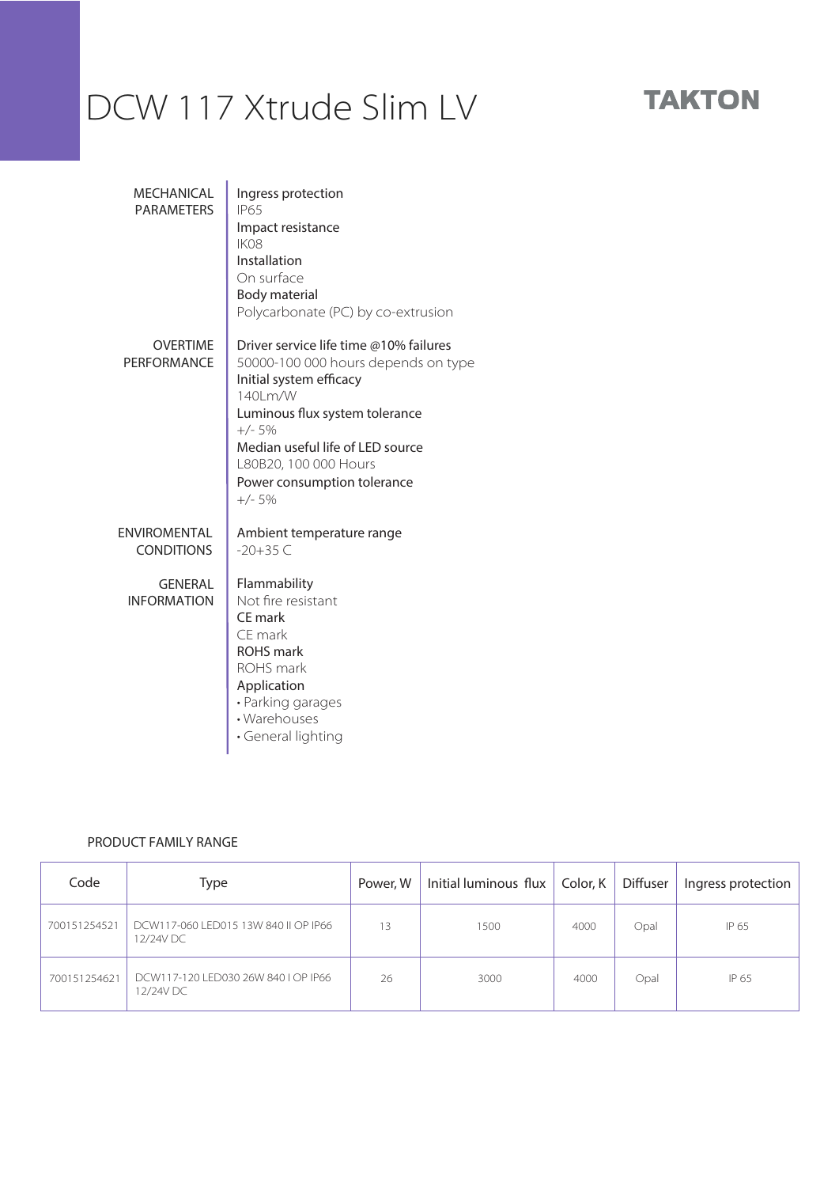# DCW 117 Xtrude Slim LV

TAKTON

## MECHANICAL PARAMETERS

**Ingress protection**
IP65

**Impact resistance**
IK08

**Installation**
On surface

**Body material**
Polycarbonate (PC) by co-extrusion

## OVERTIME PERFORMANCE

**Driver service life time @10% failures**
50000-100 000 hours depends on type

**Initial system efficacy**
140Lm/W

**Luminous flux system tolerance**
+/- 5%

**Median useful life of LED source**
L80B20, 100 000 Hours

**Power consumption tolerance**
+/- 5%

## ENVIROMENTAL CONDITIONS

**Ambient temperature range**
-20+35 C

## GENERAL INFORMATION

**Flammability**
Not fire resistant

**CE mark**
CE mark

**ROHS mark**
ROHS mark

**Application**
- Parking garages
- Warehouses
- General lighting

## PRODUCT FAMILY RANGE

| Code | Type | Power, W | Initial luminous flux | Color, K | Diffuser | Ingress protection |
|---|---|---|---|---|---|---|
| 700151254521 | DCW117-060 LED015 13W 840 II OP IP66 12/24V DC | 13 | 1500 | 4000 | Opal | IP 65 |
| 700151254621 | DCW117-120 LED030 26W 840 I OP IP66 12/24V DC | 26 | 3000 | 4000 | Opal | IP 65 |